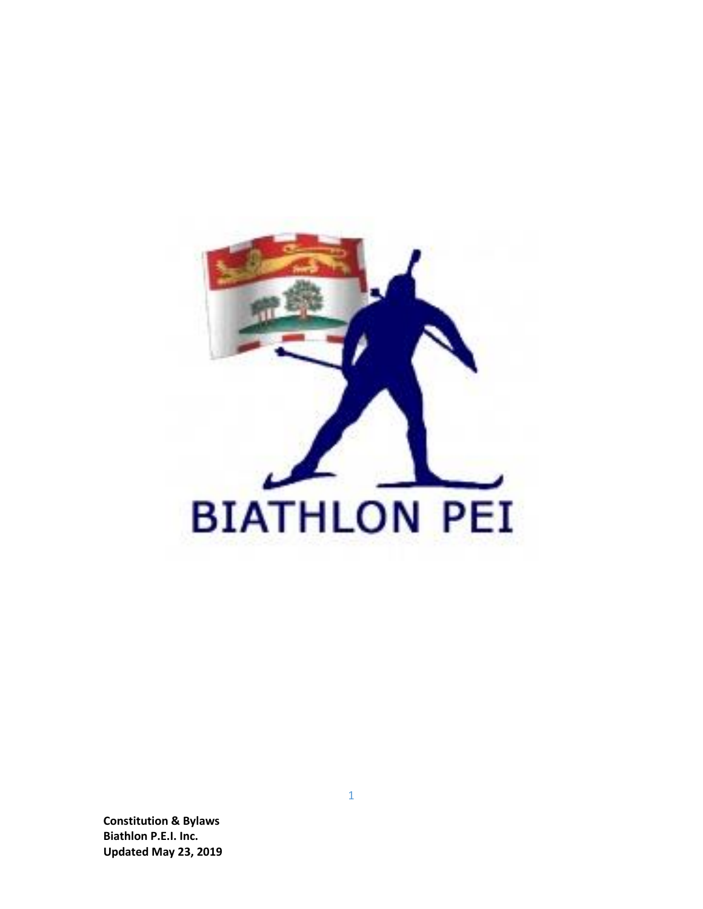BIATHLON PEI

**Constitution & Bylaws**
**Biathlon P.E.I. Inc.**
**Updated May 23, 2019**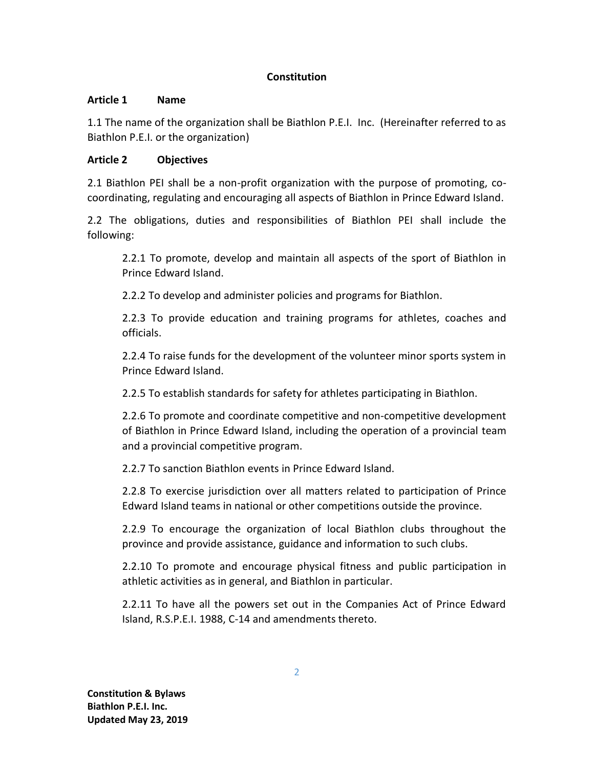# Constitution

## Article 1 Name

1.1 The name of the organization shall be Biathlon P.E.I. Inc. (Hereinafter referred to as Biathlon P.E.I. or the organization)

## Article 2 Objectives

2.1 Biathlon PEI shall be a non-profit organization with the purpose of promoting, co-coordinating, regulating and encouraging all aspects of Biathlon in Prince Edward Island.

2.2 The obligations, duties and responsibilities of Biathlon PEI shall include the following:

2.2.1 To promote, develop and maintain all aspects of the sport of Biathlon in Prince Edward Island.

2.2.2 To develop and administer policies and programs for Biathlon.

2.2.3 To provide education and training programs for athletes, coaches and officials.

2.2.4 To raise funds for the development of the volunteer minor sports system in Prince Edward Island.

2.2.5 To establish standards for safety for athletes participating in Biathlon.

2.2.6 To promote and coordinate competitive and non-competitive development of Biathlon in Prince Edward Island, including the operation of a provincial team and a provincial competitive program.

2.2.7 To sanction Biathlon events in Prince Edward Island.

2.2.8 To exercise jurisdiction over all matters related to participation of Prince Edward Island teams in national or other competitions outside the province.

2.2.9 To encourage the organization of local Biathlon clubs throughout the province and provide assistance, guidance and information to such clubs.

2.2.10 To promote and encourage physical fitness and public participation in athletic activities as in general, and Biathlon in particular.

2.2.11 To have all the powers set out in the Companies Act of Prince Edward Island, R.S.P.E.I. 1988, C-14 and amendments thereto.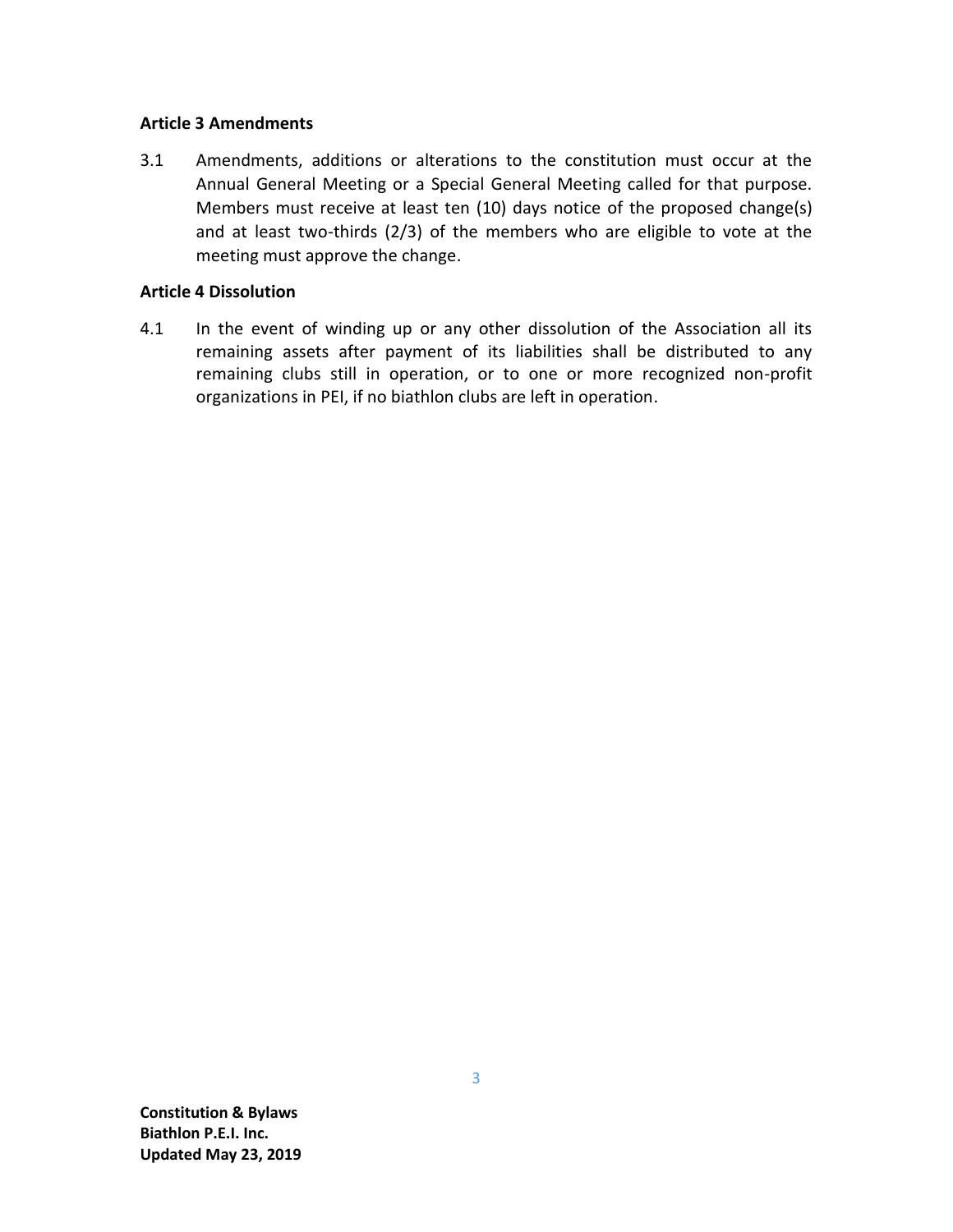**Article 3 Amendments**

3.1 Amendments, additions or alterations to the constitution must occur at the Annual General Meeting or a Special General Meeting called for that purpose. Members must receive at least ten (10) days notice of the proposed change(s) and at least two-thirds (2/3) of the members who are eligible to vote at the meeting must approve the change.

**Article 4 Dissolution**

4.1 In the event of winding up or any other dissolution of the Association all its remaining assets after payment of its liabilities shall be distributed to any remaining clubs still in operation, or to one or more recognized non-profit organizations in PEI, if no biathlon clubs are left in operation.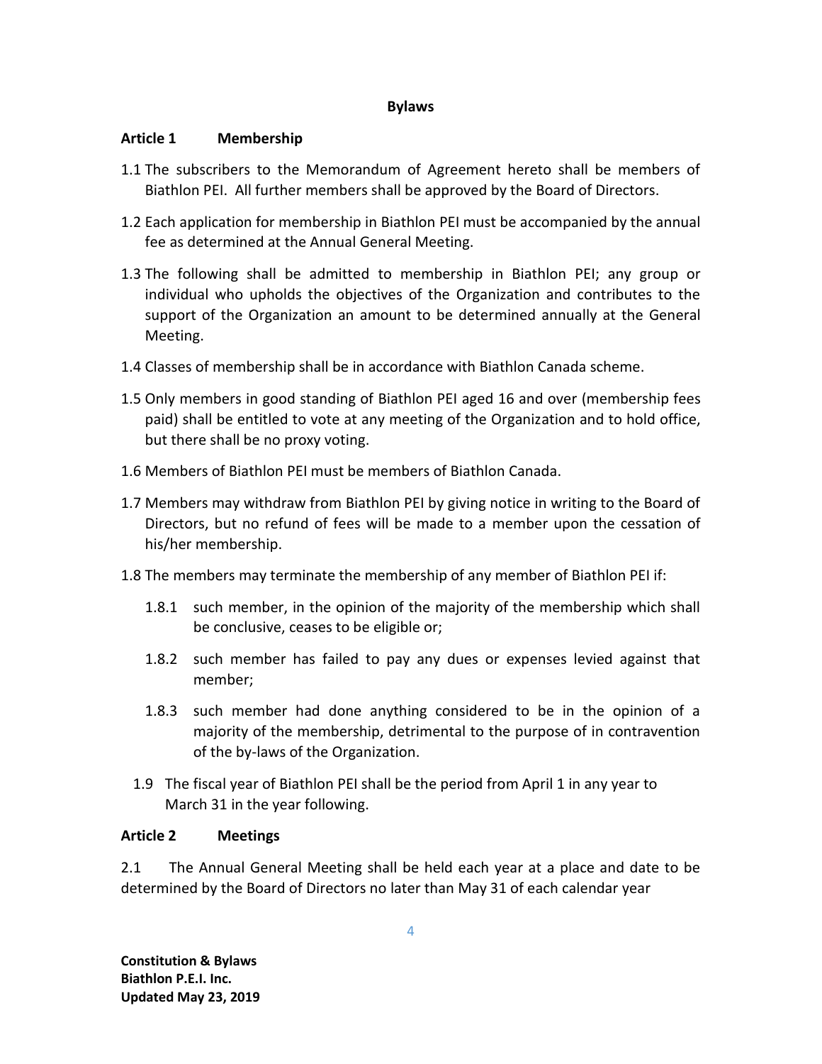# Bylaws

## Article 1 Membership

1.1 The subscribers to the Memorandum of Agreement hereto shall be members of Biathlon PEI. All further members shall be approved by the Board of Directors.

1.2 Each application for membership in Biathlon PEI must be accompanied by the annual fee as determined at the Annual General Meeting.

1.3 The following shall be admitted to membership in Biathlon PEI; any group or individual who upholds the objectives of the Organization and contributes to the support of the Organization an amount to be determined annually at the General Meeting.

1.4 Classes of membership shall be in accordance with Biathlon Canada scheme.

1.5 Only members in good standing of Biathlon PEI aged 16 and over (membership fees paid) shall be entitled to vote at any meeting of the Organization and to hold office, but there shall be no proxy voting.

1.6 Members of Biathlon PEI must be members of Biathlon Canada.

1.7 Members may withdraw from Biathlon PEI by giving notice in writing to the Board of Directors, but no refund of fees will be made to a member upon the cessation of his/her membership.

1.8 The members may terminate the membership of any member of Biathlon PEI if:

- 1.8.1 such member, in the opinion of the majority of the membership which shall be conclusive, ceases to be eligible or;
- 1.8.2 such member has failed to pay any dues or expenses levied against that member;
- 1.8.3 such member had done anything considered to be in the opinion of a majority of the membership, detrimental to the purpose of in contravention of the by-laws of the Organization.

1.9 The fiscal year of Biathlon PEI shall be the period from April 1 in any year to March 31 in the year following.

## Article 2 Meetings

2.1 The Annual General Meeting shall be held each year at a place and date to be determined by the Board of Directors no later than May 31 of each calendar year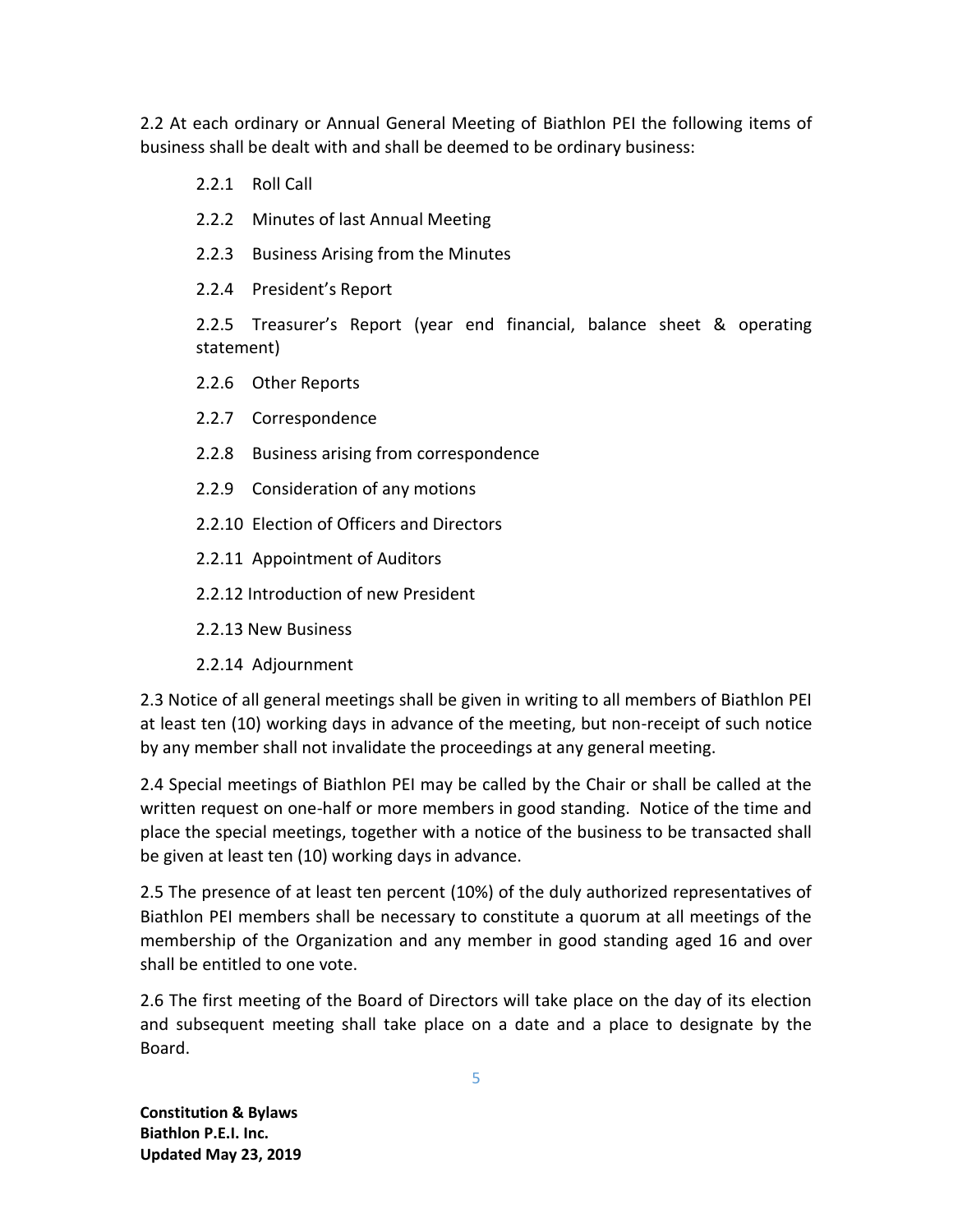2.2 At each ordinary or Annual General Meeting of Biathlon PEI the following items of business shall be dealt with and shall be deemed to be ordinary business:

- 2.2.1 Roll Call
- 2.2.2 Minutes of last Annual Meeting
- 2.2.3 Business Arising from the Minutes
- 2.2.4 President's Report
- 2.2.5 Treasurer's Report (year end financial, balance sheet & operating statement)
- 2.2.6 Other Reports
- 2.2.7 Correspondence
- 2.2.8 Business arising from correspondence
- 2.2.9 Consideration of any motions
- 2.2.10 Election of Officers and Directors
- 2.2.11 Appointment of Auditors
- 2.2.12 Introduction of new President
- 2.2.13 New Business
- 2.2.14 Adjournment

2.3 Notice of all general meetings shall be given in writing to all members of Biathlon PEI at least ten (10) working days in advance of the meeting, but non-receipt of such notice by any member shall not invalidate the proceedings at any general meeting.

2.4 Special meetings of Biathlon PEI may be called by the Chair or shall be called at the written request on one-half or more members in good standing. Notice of the time and place the special meetings, together with a notice of the business to be transacted shall be given at least ten (10) working days in advance.

2.5 The presence of at least ten percent (10%) of the duly authorized representatives of Biathlon PEI members shall be necessary to constitute a quorum at all meetings of the membership of the Organization and any member in good standing aged 16 and over shall be entitled to one vote.

2.6 The first meeting of the Board of Directors will take place on the day of its election and subsequent meeting shall take place on a date and a place to designate by the Board.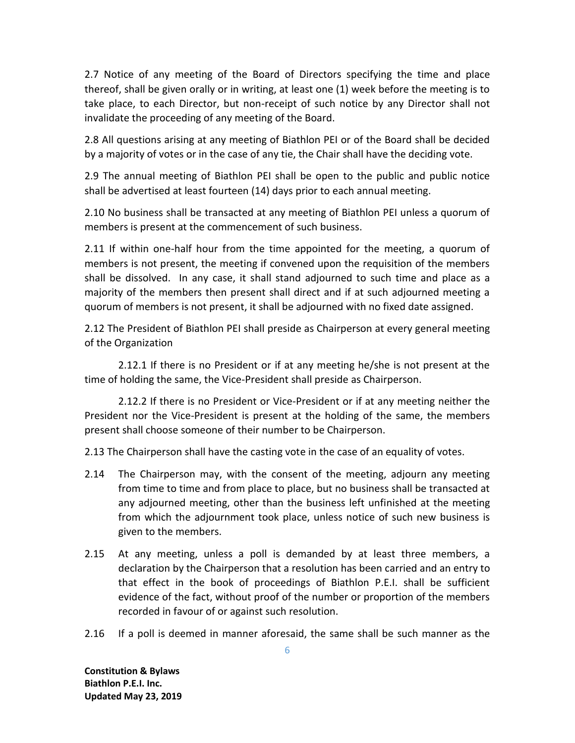2.7 Notice of any meeting of the Board of Directors specifying the time and place thereof, shall be given orally or in writing, at least one (1) week before the meeting is to take place, to each Director, but non-receipt of such notice by any Director shall not invalidate the proceeding of any meeting of the Board.

2.8 All questions arising at any meeting of Biathlon PEI or of the Board shall be decided by a majority of votes or in the case of any tie, the Chair shall have the deciding vote.

2.9 The annual meeting of Biathlon PEI shall be open to the public and public notice shall be advertised at least fourteen (14) days prior to each annual meeting.

2.10 No business shall be transacted at any meeting of Biathlon PEI unless a quorum of members is present at the commencement of such business.

2.11 If within one-half hour from the time appointed for the meeting, a quorum of members is not present, the meeting if convened upon the requisition of the members shall be dissolved. In any case, it shall stand adjourned to such time and place as a majority of the members then present shall direct and if at such adjourned meeting a quorum of members is not present, it shall be adjourned with no fixed date assigned.

2.12 The President of Biathlon PEI shall preside as Chairperson at every general meeting of the Organization

2.12.1 If there is no President or if at any meeting he/she is not present at the time of holding the same, the Vice-President shall preside as Chairperson.

2.12.2 If there is no President or Vice-President or if at any meeting neither the President nor the Vice-President is present at the holding of the same, the members present shall choose someone of their number to be Chairperson.

2.13 The Chairperson shall have the casting vote in the case of an equality of votes.

2.14 The Chairperson may, with the consent of the meeting, adjourn any meeting from time to time and from place to place, but no business shall be transacted at any adjourned meeting, other than the business left unfinished at the meeting from which the adjournment took place, unless notice of such new business is given to the members.

2.15 At any meeting, unless a poll is demanded by at least three members, a declaration by the Chairperson that a resolution has been carried and an entry to that effect in the book of proceedings of Biathlon P.E.I. shall be sufficient evidence of the fact, without proof of the number or proportion of the members recorded in favour of or against such resolution.

2.16 If a poll is deemed in manner aforesaid, the same shall be such manner as the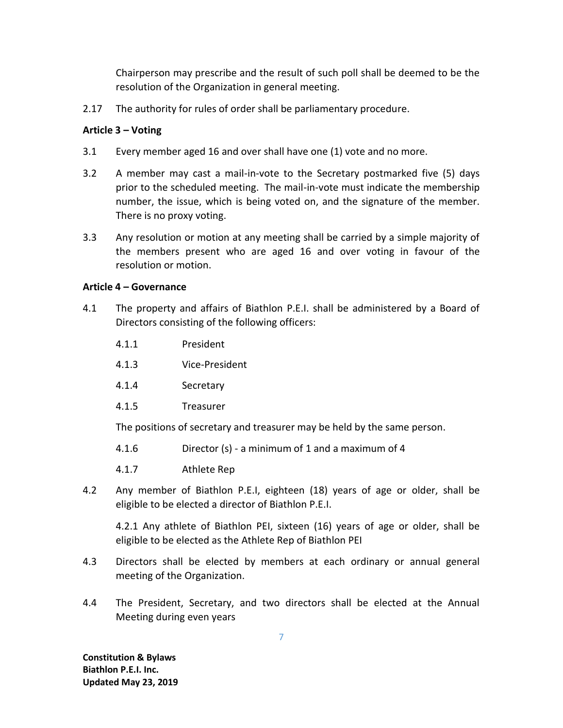Chairperson may prescribe and the result of such poll shall be deemed to be the resolution of the Organization in general meeting.

2.17 The authority for rules of order shall be parliamentary procedure.

**Article 3 – Voting**

3.1 Every member aged 16 and over shall have one (1) vote and no more.

3.2 A member may cast a mail-in-vote to the Secretary postmarked five (5) days prior to the scheduled meeting. The mail-in-vote must indicate the membership number, the issue, which is being voted on, and the signature of the member. There is no proxy voting.

3.3 Any resolution or motion at any meeting shall be carried by a simple majority of the members present who are aged 16 and over voting in favour of the resolution or motion.

**Article 4 – Governance**

4.1 The property and affairs of Biathlon P.E.I. shall be administered by a Board of Directors consisting of the following officers:

4.1.1 President

4.1.3 Vice-President

4.1.4 Secretary

4.1.5 Treasurer

The positions of secretary and treasurer may be held by the same person.

4.1.6 Director (s) - a minimum of 1 and a maximum of 4

4.1.7 Athlete Rep

4.2 Any member of Biathlon P.E.I, eighteen (18) years of age or older, shall be eligible to be elected a director of Biathlon P.E.I.

4.2.1 Any athlete of Biathlon PEI, sixteen (16) years of age or older, shall be eligible to be elected as the Athlete Rep of Biathlon PEI

4.3 Directors shall be elected by members at each ordinary or annual general meeting of the Organization.

4.4 The President, Secretary, and two directors shall be elected at the Annual Meeting during even years

**Constitution & Bylaws**
**Biathlon P.E.I. Inc.**
**Updated May 23, 2019**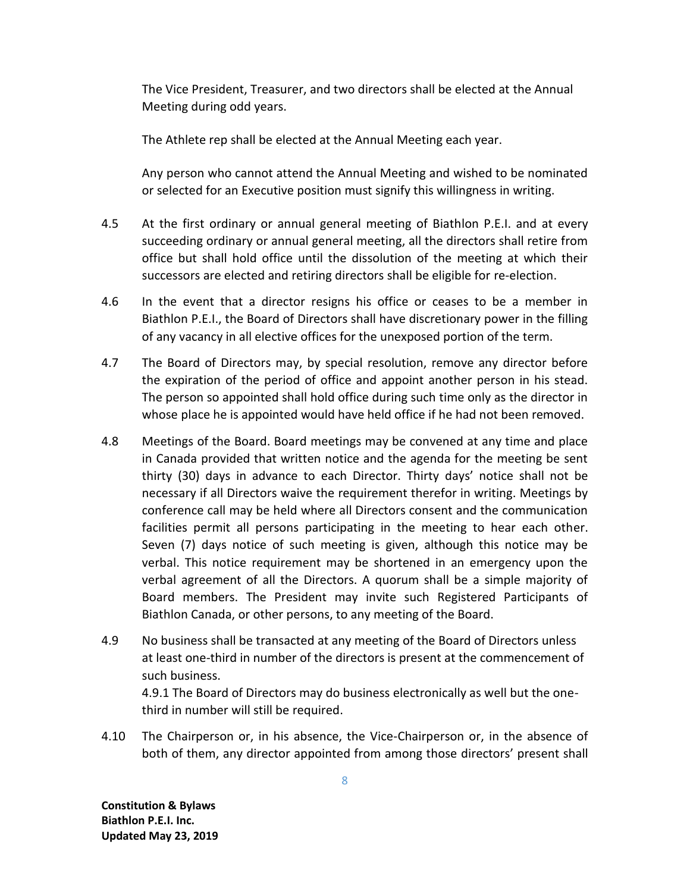The Vice President, Treasurer, and two directors shall be elected at the Annual Meeting during odd years.

The Athlete rep shall be elected at the Annual Meeting each year.

Any person who cannot attend the Annual Meeting and wished to be nominated or selected for an Executive position must signify this willingness in writing.

4.5 At the first ordinary or annual general meeting of Biathlon P.E.I. and at every succeeding ordinary or annual general meeting, all the directors shall retire from office but shall hold office until the dissolution of the meeting at which their successors are elected and retiring directors shall be eligible for re-election.

4.6 In the event that a director resigns his office or ceases to be a member in Biathlon P.E.I., the Board of Directors shall have discretionary power in the filling of any vacancy in all elective offices for the unexposed portion of the term.

4.7 The Board of Directors may, by special resolution, remove any director before the expiration of the period of office and appoint another person in his stead. The person so appointed shall hold office during such time only as the director in whose place he is appointed would have held office if he had not been removed.

4.8 Meetings of the Board. Board meetings may be convened at any time and place in Canada provided that written notice and the agenda for the meeting be sent thirty (30) days in advance to each Director. Thirty days' notice shall not be necessary if all Directors waive the requirement therefor in writing. Meetings by conference call may be held where all Directors consent and the communication facilities permit all persons participating in the meeting to hear each other. Seven (7) days notice of such meeting is given, although this notice may be verbal. This notice requirement may be shortened in an emergency upon the verbal agreement of all the Directors. A quorum shall be a simple majority of Board members. The President may invite such Registered Participants of Biathlon Canada, or other persons, to any meeting of the Board.

4.9 No business shall be transacted at any meeting of the Board of Directors unless at least one-third in number of the directors is present at the commencement of such business.

4.9.1 The Board of Directors may do business electronically as well but the one-third in number will still be required.

4.10 The Chairperson or, in his absence, the Vice-Chairperson or, in the absence of both of them, any director appointed from among those directors' present shall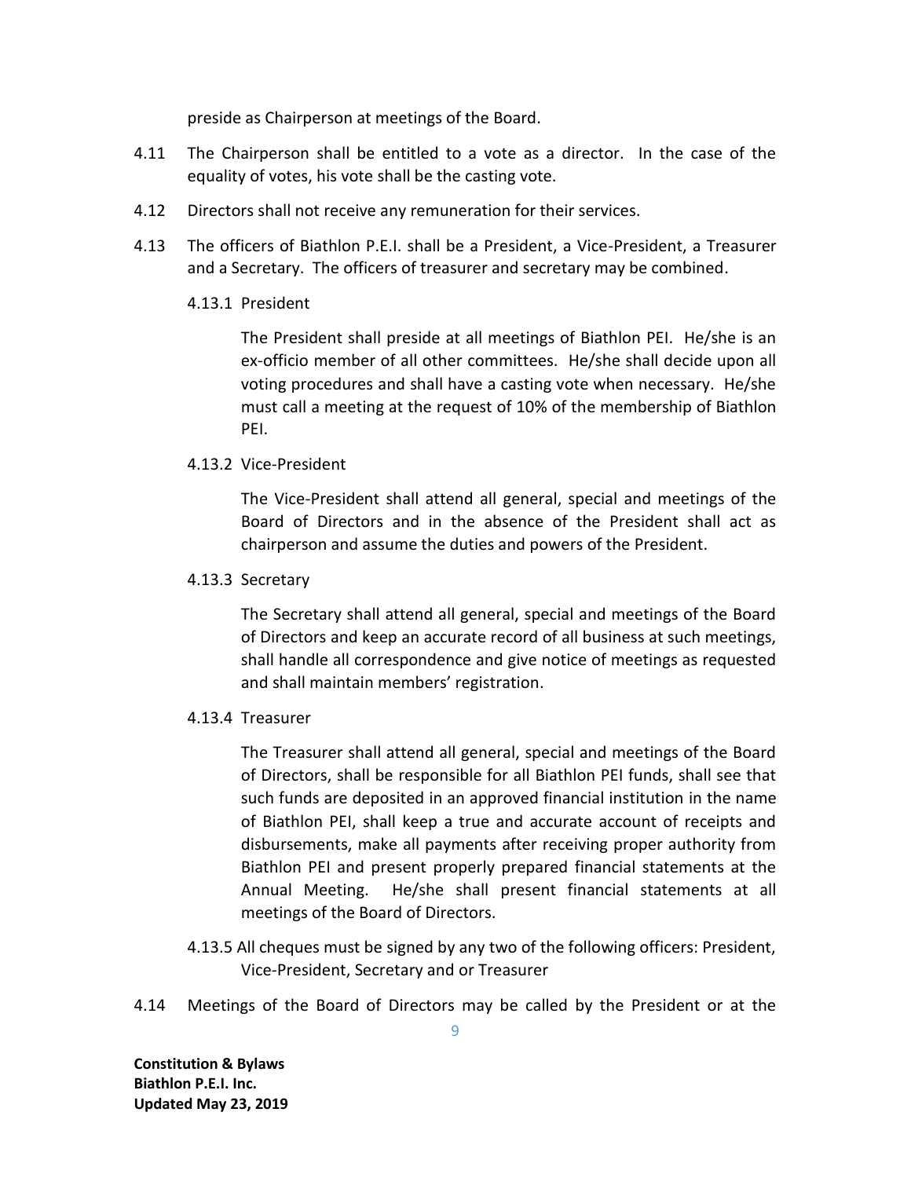preside as Chairperson at meetings of the Board.

4.11 The Chairperson shall be entitled to a vote as a director. In the case of the equality of votes, his vote shall be the casting vote.

4.12 Directors shall not receive any remuneration for their services.

4.13 The officers of Biathlon P.E.I. shall be a President, a Vice-President, a Treasurer and a Secretary. The officers of treasurer and secretary may be combined.

4.13.1 President

The President shall preside at all meetings of Biathlon PEI. He/she is an ex-officio member of all other committees. He/she shall decide upon all voting procedures and shall have a casting vote when necessary. He/she must call a meeting at the request of 10% of the membership of Biathlon PEI.

4.13.2 Vice-President

The Vice-President shall attend all general, special and meetings of the Board of Directors and in the absence of the President shall act as chairperson and assume the duties and powers of the President.

4.13.3 Secretary

The Secretary shall attend all general, special and meetings of the Board of Directors and keep an accurate record of all business at such meetings, shall handle all correspondence and give notice of meetings as requested and shall maintain members' registration.

4.13.4 Treasurer

The Treasurer shall attend all general, special and meetings of the Board of Directors, shall be responsible for all Biathlon PEI funds, shall see that such funds are deposited in an approved financial institution in the name of Biathlon PEI, shall keep a true and accurate account of receipts and disbursements, make all payments after receiving proper authority from Biathlon PEI and present properly prepared financial statements at the Annual Meeting. He/she shall present financial statements at all meetings of the Board of Directors.

4.13.5 All cheques must be signed by any two of the following officers: President, Vice-President, Secretary and or Treasurer

4.14 Meetings of the Board of Directors may be called by the President or at the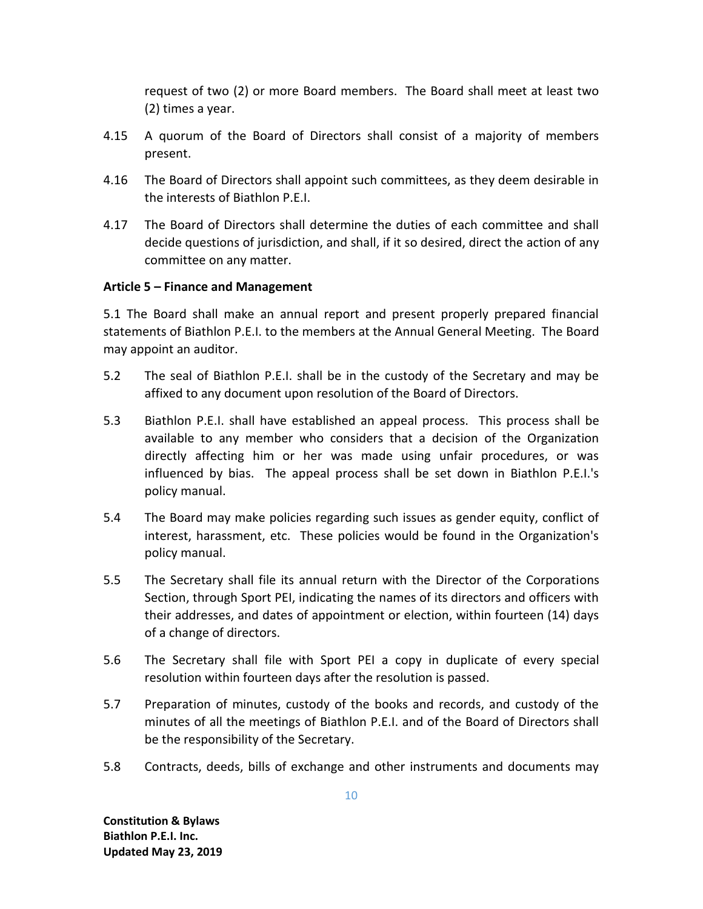request of two (2) or more Board members. The Board shall meet at least two (2) times a year.

4.15 A quorum of the Board of Directors shall consist of a majority of members present.

4.16 The Board of Directors shall appoint such committees, as they deem desirable in the interests of Biathlon P.E.I.

4.17 The Board of Directors shall determine the duties of each committee and shall decide questions of jurisdiction, and shall, if it so desired, direct the action of any committee on any matter.

**Article 5 – Finance and Management**

5.1 The Board shall make an annual report and present properly prepared financial statements of Biathlon P.E.I. to the members at the Annual General Meeting. The Board may appoint an auditor.

5.2 The seal of Biathlon P.E.I. shall be in the custody of the Secretary and may be affixed to any document upon resolution of the Board of Directors.

5.3 Biathlon P.E.I. shall have established an appeal process. This process shall be available to any member who considers that a decision of the Organization directly affecting him or her was made using unfair procedures, or was influenced by bias. The appeal process shall be set down in Biathlon P.E.I.'s policy manual.

5.4 The Board may make policies regarding such issues as gender equity, conflict of interest, harassment, etc. These policies would be found in the Organization's policy manual.

5.5 The Secretary shall file its annual return with the Director of the Corporations Section, through Sport PEI, indicating the names of its directors and officers with their addresses, and dates of appointment or election, within fourteen (14) days of a change of directors.

5.6 The Secretary shall file with Sport PEI a copy in duplicate of every special resolution within fourteen days after the resolution is passed.

5.7 Preparation of minutes, custody of the books and records, and custody of the minutes of all the meetings of Biathlon P.E.I. and of the Board of Directors shall be the responsibility of the Secretary.

5.8 Contracts, deeds, bills of exchange and other instruments and documents may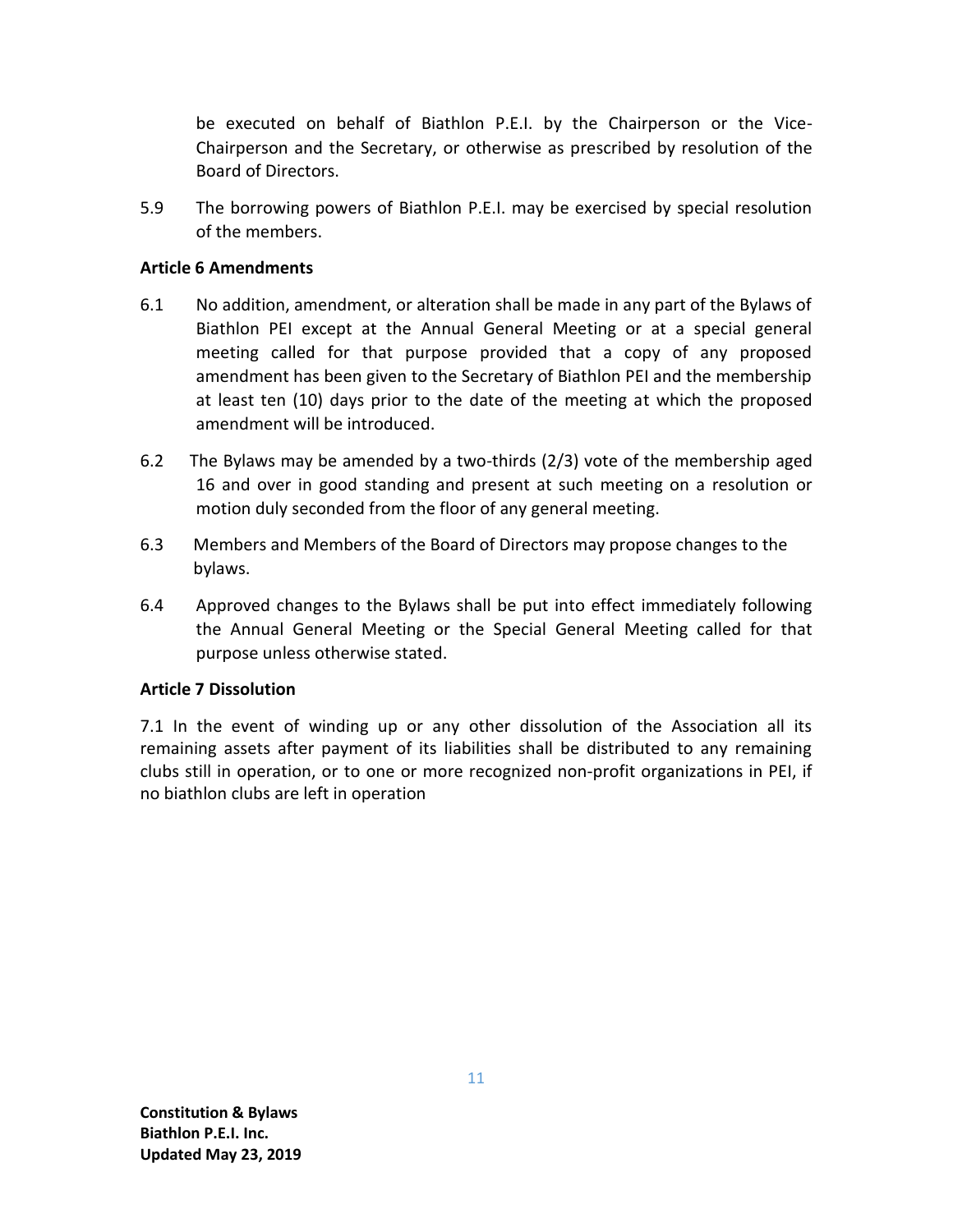be executed on behalf of Biathlon P.E.I. by the Chairperson or the Vice-Chairperson and the Secretary, or otherwise as prescribed by resolution of the Board of Directors.

5.9 The borrowing powers of Biathlon P.E.I. may be exercised by special resolution of the members.

**Article 6 Amendments**

6.1 No addition, amendment, or alteration shall be made in any part of the Bylaws of Biathlon PEI except at the Annual General Meeting or at a special general meeting called for that purpose provided that a copy of any proposed amendment has been given to the Secretary of Biathlon PEI and the membership at least ten (10) days prior to the date of the meeting at which the proposed amendment will be introduced.

6.2 The Bylaws may be amended by a two-thirds (2/3) vote of the membership aged 16 and over in good standing and present at such meeting on a resolution or motion duly seconded from the floor of any general meeting.

6.3 Members and Members of the Board of Directors may propose changes to the bylaws.

6.4 Approved changes to the Bylaws shall be put into effect immediately following the Annual General Meeting or the Special General Meeting called for that purpose unless otherwise stated.

**Article 7 Dissolution**

7.1 In the event of winding up or any other dissolution of the Association all its remaining assets after payment of its liabilities shall be distributed to any remaining clubs still in operation, or to one or more recognized non-profit organizations in PEI, if no biathlon clubs are left in operation